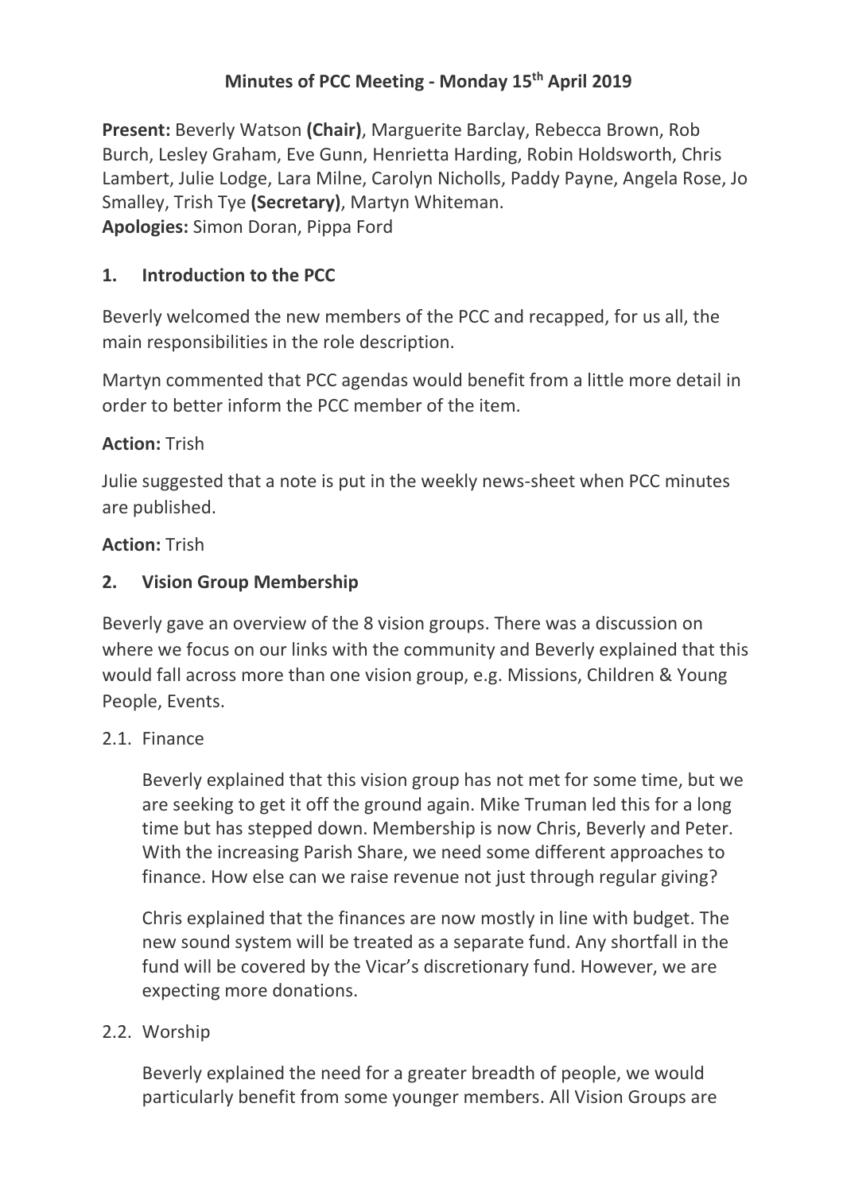# Minutes of PCC Meeting - Monday 15th April 2019

**Present:** Beverly Watson **(Chair)**, Marguerite Barclay, Rebecca Brown, Rob Burch, Lesley Graham, Eve Gunn, Henrietta Harding, Robin Holdsworth, Chris Lambert, Julie Lodge, Lara Milne, Carolyn Nicholls, Paddy Payne, Angela Rose, Jo Smalley, Trish Tye **(Secretary)**, Martyn Whiteman.
**Apologies:** Simon Doran, Pippa Ford

## 1. Introduction to the PCC

Beverly welcomed the new members of the PCC and recapped, for us all, the main responsibilities in the role description.

Martyn commented that PCC agendas would benefit from a little more detail in order to better inform the PCC member of the item.

**Action:** Trish

Julie suggested that a note is put in the weekly news-sheet when PCC minutes are published.

**Action:** Trish

## 2. Vision Group Membership

Beverly gave an overview of the 8 vision groups. There was a discussion on where we focus on our links with the community and Beverly explained that this would fall across more than one vision group, e.g. Missions, Children & Young People, Events.

### 2.1. Finance

Beverly explained that this vision group has not met for some time, but we are seeking to get it off the ground again. Mike Truman led this for a long time but has stepped down. Membership is now Chris, Beverly and Peter. With the increasing Parish Share, we need some different approaches to finance. How else can we raise revenue not just through regular giving?

Chris explained that the finances are now mostly in line with budget. The new sound system will be treated as a separate fund. Any shortfall in the fund will be covered by the Vicar's discretionary fund. However, we are expecting more donations.

### 2.2. Worship

Beverly explained the need for a greater breadth of people, we would particularly benefit from some younger members. All Vision Groups are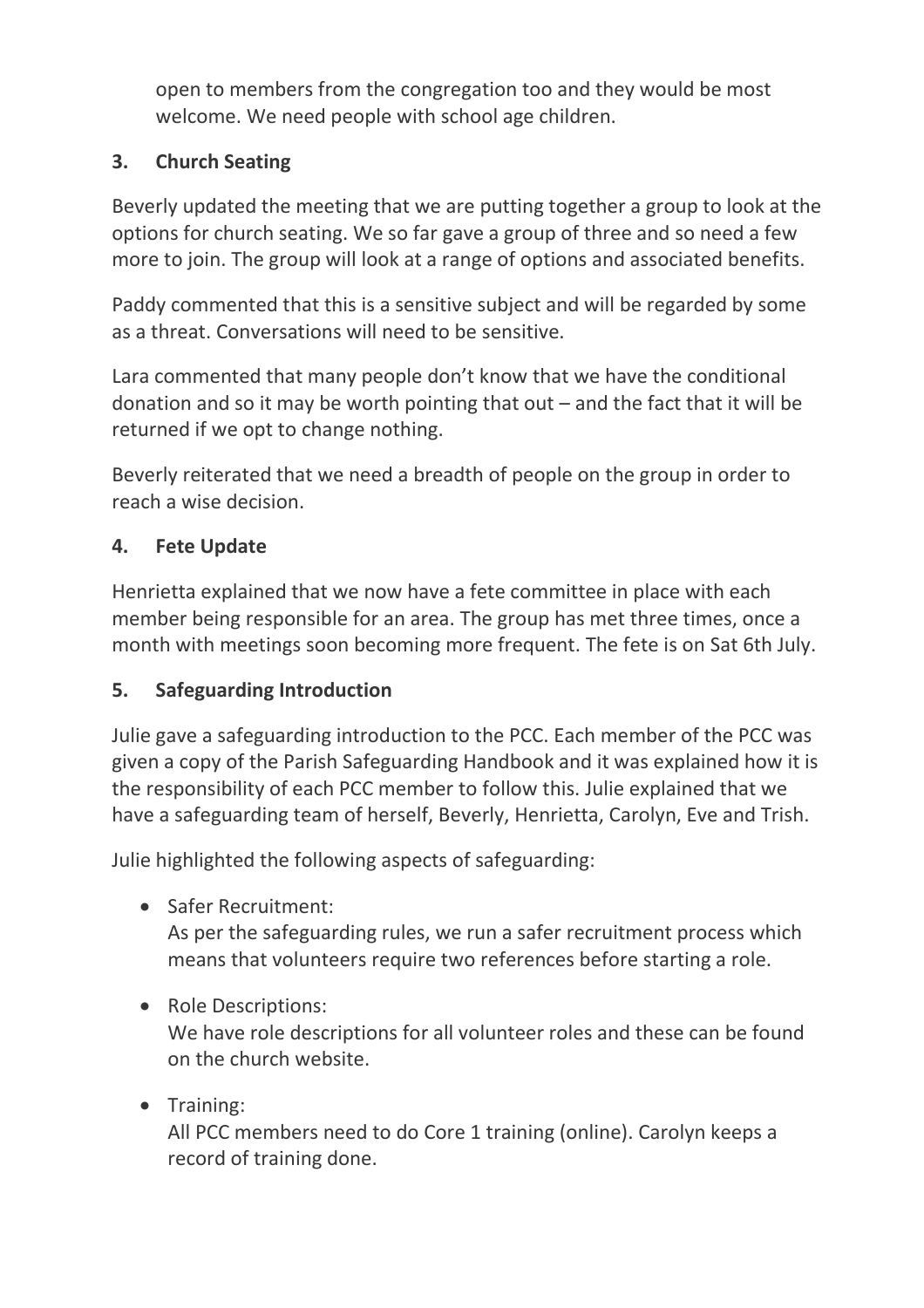open to members from the congregation too and they would be most welcome. We need people with school age children.

## 3. Church Seating

Beverly updated the meeting that we are putting together a group to look at the options for church seating. We so far gave a group of three and so need a few more to join. The group will look at a range of options and associated benefits.

Paddy commented that this is a sensitive subject and will be regarded by some as a threat. Conversations will need to be sensitive.

Lara commented that many people don't know that we have the conditional donation and so it may be worth pointing that out – and the fact that it will be returned if we opt to change nothing.

Beverly reiterated that we need a breadth of people on the group in order to reach a wise decision.

## 4. Fete Update

Henrietta explained that we now have a fete committee in place with each member being responsible for an area. The group has met three times, once a month with meetings soon becoming more frequent. The fete is on Sat 6th July.

## 5. Safeguarding Introduction

Julie gave a safeguarding introduction to the PCC. Each member of the PCC was given a copy of the Parish Safeguarding Handbook and it was explained how it is the responsibility of each PCC member to follow this. Julie explained that we have a safeguarding team of herself, Beverly, Henrietta, Carolyn, Eve and Trish.

Julie highlighted the following aspects of safeguarding:

- Safer Recruitment:
  As per the safeguarding rules, we run a safer recruitment process which means that volunteers require two references before starting a role.

- Role Descriptions:
  We have role descriptions for all volunteer roles and these can be found on the church website.

- Training:
  All PCC members need to do Core 1 training (online). Carolyn keeps a record of training done.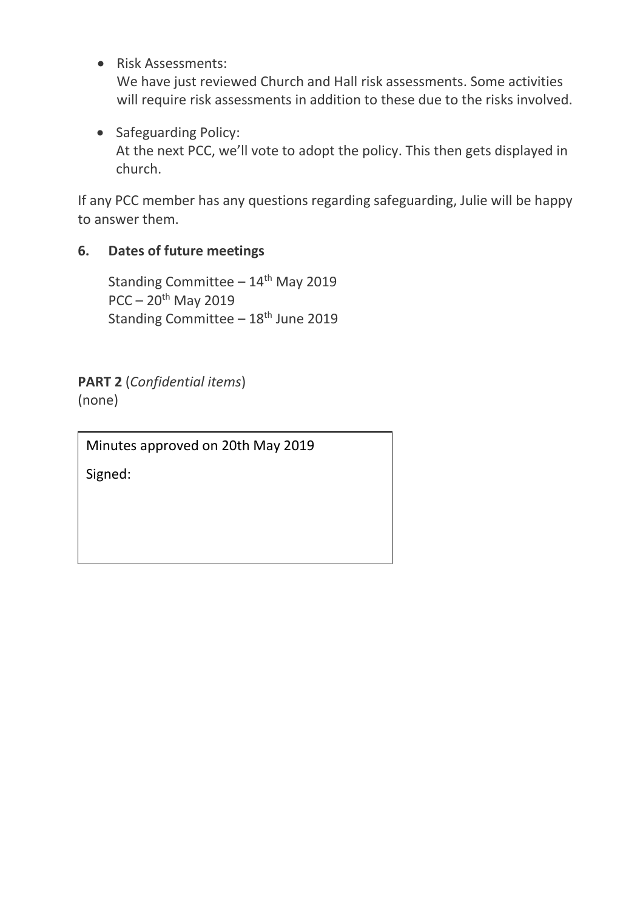- Risk Assessments:
  We have just reviewed Church and Hall risk assessments. Some activities will require risk assessments in addition to these due to the risks involved.

- Safeguarding Policy:
  At the next PCC, we'll vote to adopt the policy. This then gets displayed in church.

If any PCC member has any questions regarding safeguarding, Julie will be happy to answer them.

**6. Dates of future meetings**

Standing Committee – 14th May 2019
PCC – 20th May 2019
Standing Committee – 18th June 2019

**PART 2** (*Confidential items*)
(none)

Minutes approved on 20th May 2019

Signed: